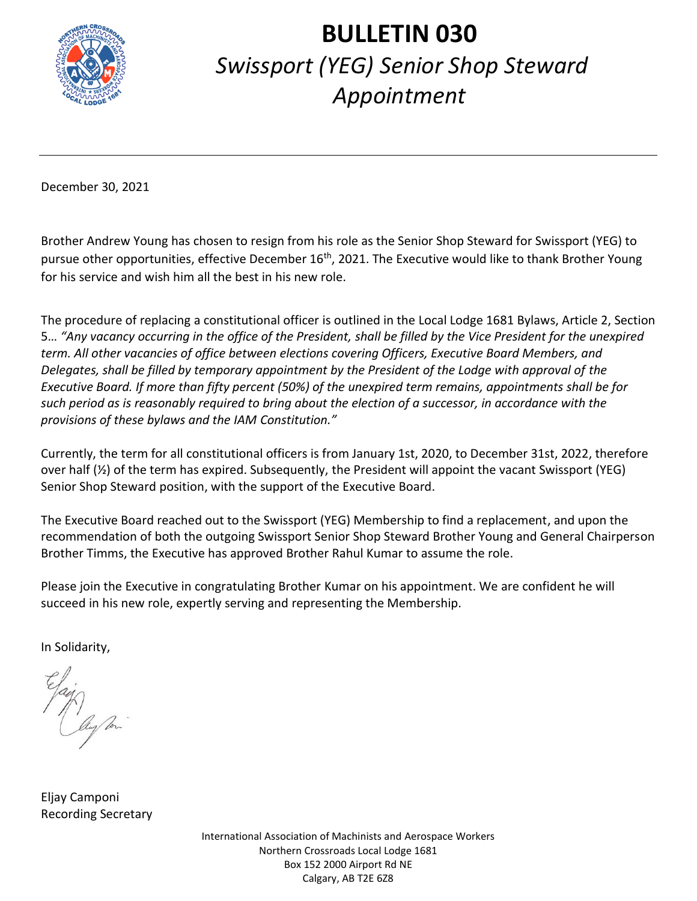# BULLETIN 030

## *Swissport (YEG) Senior Shop Steward Appointment*

---

December 30, 2021

Brother Andrew Young has chosen to resign from his role as the Senior Shop Steward for Swissport (YEG) to pursue other opportunities, effective December 16th, 2021. The Executive would like to thank Brother Young for his service and wish him all the best in his new role.

The procedure of replacing a constitutional officer is outlined in the Local Lodge 1681 Bylaws, Article 2, Section 5… *"Any vacancy occurring in the office of the President, shall be filled by the Vice President for the unexpired term. All other vacancies of office between elections covering Officers, Executive Board Members, and Delegates, shall be filled by temporary appointment by the President of the Lodge with approval of the Executive Board. If more than fifty percent (50%) of the unexpired term remains, appointments shall be for such period as is reasonably required to bring about the election of a successor, in accordance with the provisions of these bylaws and the IAM Constitution."*

Currently, the term for all constitutional officers is from January 1st, 2020, to December 31st, 2022, therefore over half (½) of the term has expired. Subsequently, the President will appoint the vacant Swissport (YEG) Senior Shop Steward position, with the support of the Executive Board.

The Executive Board reached out to the Swissport (YEG) Membership to find a replacement, and upon the recommendation of both the outgoing Swissport Senior Shop Steward Brother Young and General Chairperson Brother Timms, the Executive has approved Brother Rahul Kumar to assume the role.

Please join the Executive in congratulating Brother Kumar on his appointment. We are confident he will succeed in his new role, expertly serving and representing the Membership.

In Solidarity,

Eljay Camponi
Recording Secretary

International Association of Machinists and Aerospace Workers
Northern Crossroads Local Lodge 1681
Box 152 2000 Airport Rd NE
Calgary, AB T2E 6Z8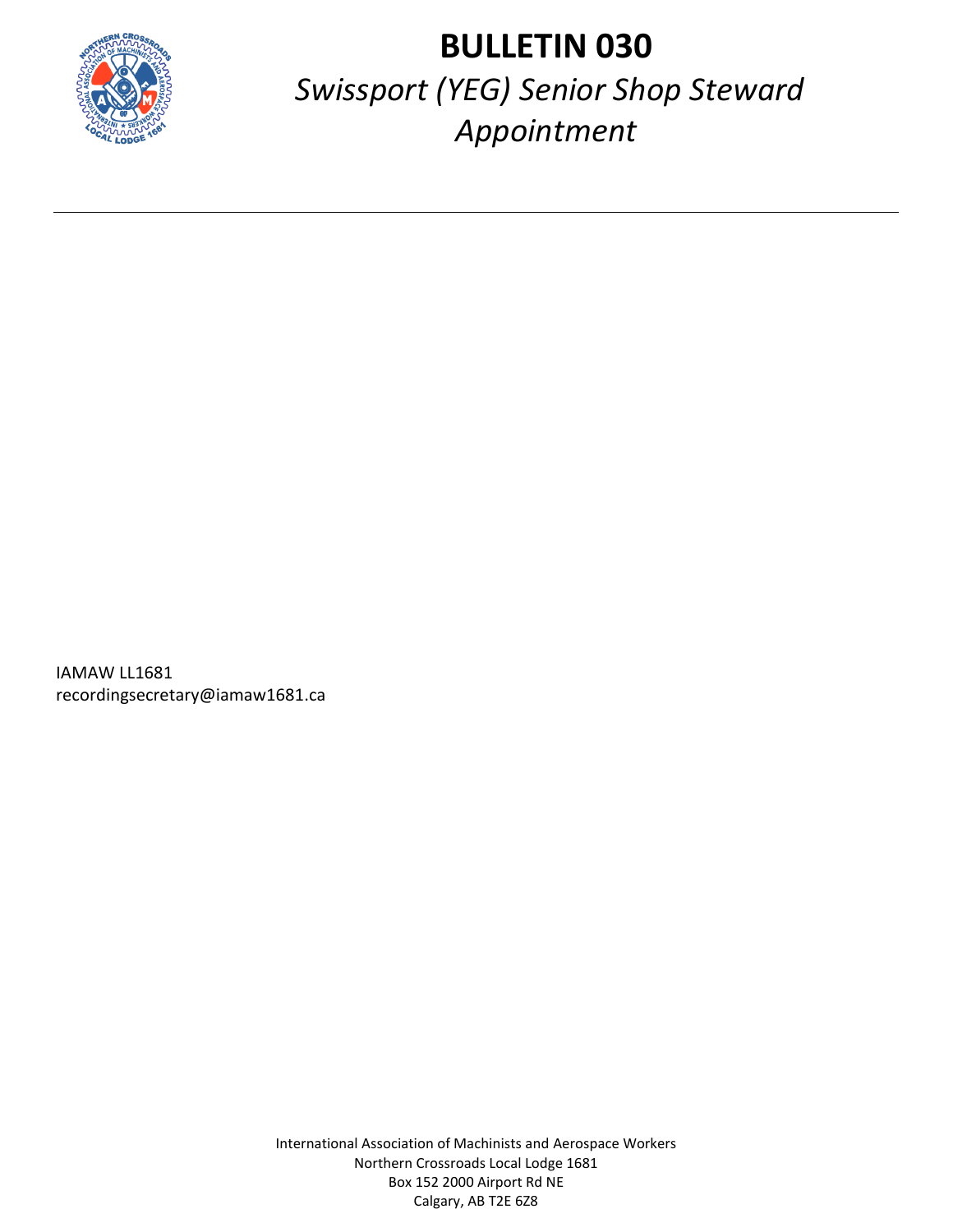# BULLETIN 030

*Swissport (YEG) Senior Shop Steward Appointment*

---

IAMAW LL1681
recordingsecretary@iamaw1681.ca

International Association of Machinists and Aerospace Workers
Northern Crossroads Local Lodge 1681
Box 152 2000 Airport Rd NE
Calgary, AB T2E 6Z8